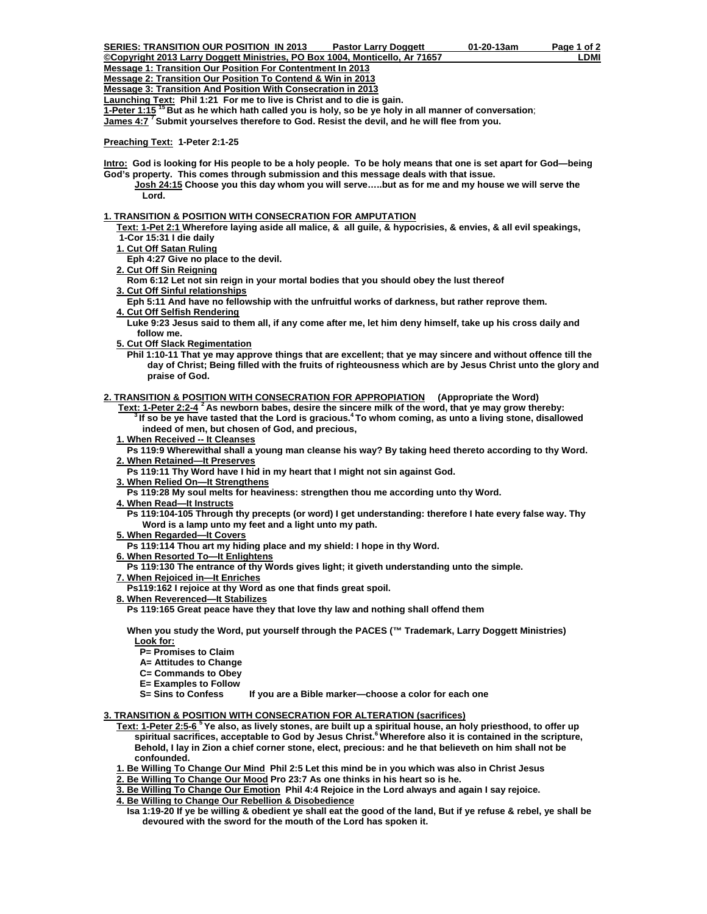**SERIES: TRANSITION OUR POSITION IN 2013 Pastor Larry Doggett 01-20-13am**
**©Copyright 2013 Larry Doggett Ministries, PO Box 1004, Monticello, Ar 71657 LDMI**

**Message 1: Transition Our Position For Contentment In 2013**
**Message 2: Transition Our Position To Contend & Win in 2013**
**Message 3: Transition And Position With Consecration in 2013**
**Launching Text: Phil 1:21 For me to live is Christ and to die is gain.**
**1-Peter 1:15 [15] But as he which hath called you is holy, so be ye holy in all manner of conversation;**
**James 4:7 [7] Submit yourselves therefore to God. Resist the devil, and he will flee from you.**

**Preaching Text: 1-Peter 2:1-25**

**Intro: God is looking for His people to be a holy people. To be holy means that one is set apart for God—being God's property. This comes through submission and this message deals with that issue.**
**Josh 24:15 Choose you this day whom you will serve…..but as for me and my house we will serve the Lord.**

## 1. TRANSITION & POSITION WITH CONSECRATION FOR AMPUTATION

**Text: 1-Pet 2:1 Wherefore laying aside all malice, & all guile, & hypocrisies, & envies, & all evil speakings,**
**1-Cor 15:31 I die daily**

1. **Cut Off Satan Ruling**
   **Eph 4:27 Give no place to the devil.**
2. **Cut Off Sin Reigning**
   **Rom 6:12 Let not sin reign in your mortal bodies that you should obey the lust thereof**
3. **Cut Off Sinful relationships**
   **Eph 5:11 And have no fellowship with the unfruitful works of darkness, but rather reprove them.**
4. **Cut Off Selfish Rendering**
   **Luke 9:23 Jesus said to them all, if any come after me, let him deny himself, take up his cross daily and follow me.**
5. **Cut Off Slack Regimentation**
   **Phil 1:10-11 That ye may approve things that are excellent; that ye may sincere and without offence till the day of Christ; Being filled with the fruits of righteousness which are by Jesus Christ unto the glory and praise of God.**

## 2. TRANSITION & POSITION WITH CONSECRATION FOR APPROPIATION (Appropriate the Word)

**Text: 1-Peter 2:2-4 [2] As newborn babes, desire the sincere milk of the word, that ye may grow thereby: [3] If so be ye have tasted that the Lord is gracious. [4] To whom coming, as unto a living stone, disallowed indeed of men, but chosen of God, and precious,**

1. **When Received -- It Cleanses**
   **Ps 119:9 Wherewithal shall a young man cleanse his way? By taking heed thereto according to thy Word.**
2. **When Retained—It Preserves**
   **Ps 119:11 Thy Word have I hid in my heart that I might not sin against God.**
3. **When Relied On—It Strengthens**
   **Ps 119:28 My soul melts for heaviness: strengthen thou me according unto thy Word.**
4. **When Read—It Instructs**
   **Ps 119:104-105 Through thy precepts (or word) I get understanding: therefore I hate every false way. Thy Word is a lamp unto my feet and a light unto my path.**
5. **When Regarded—It Covers**
   **Ps 119:114 Thou art my hiding place and my shield: I hope in thy Word.**
6. **When Resorted To—It Enlightens**
   **Ps 119:130 The entrance of thy Words gives light; it giveth understanding unto the simple.**
7. **When Rejoiced in—It Enriches**
   **Ps119:162 I rejoice at thy Word as one that finds great spoil.**
8. **When Reverenced—It Stabilizes**
   **Ps 119:165 Great peace have they that love thy law and nothing shall offend them**

**When you study the Word, put yourself through the PACES (™ Trademark, Larry Doggett Ministries)**
**Look for:**
**P= Promises to Claim**
**A= Attitudes to Change**
**C= Commands to Obey**
**E= Examples to Follow**
**S= Sins to Confess** **If you are a Bible marker—choose a color for each one**

## 3. TRANSITION & POSITION WITH CONSECRATION FOR ALTERATION (sacrifices)

**Text: 1-Peter 2:5-6 [5] Ye also, as lively stones, are built up a spiritual house, an holy priesthood, to offer up spiritual sacrifices, acceptable to God by Jesus Christ. [6] Wherefore also it is contained in the scripture, Behold, I lay in Zion a chief corner stone, elect, precious: and he that believeth on him shall not be confounded.**

1. **Be Willing To Change Our Mind Phil 2:5 Let this mind be in you which was also in Christ Jesus**
2. **Be Willing To Change Our Mood Pro 23:7 As one thinks in his heart so is he.**
3. **Be Willing To Change Our Emotion Phil 4:4 Rejoice in the Lord always and again I say rejoice.**
4. **Be Willing to Change Our Rebellion & Disobedience**
   **Isa 1:19-20 If ye be willing & obedient ye shall eat the good of the land, But if ye refuse & rebel, ye shall be devoured with the sword for the mouth of the Lord has spoken it.**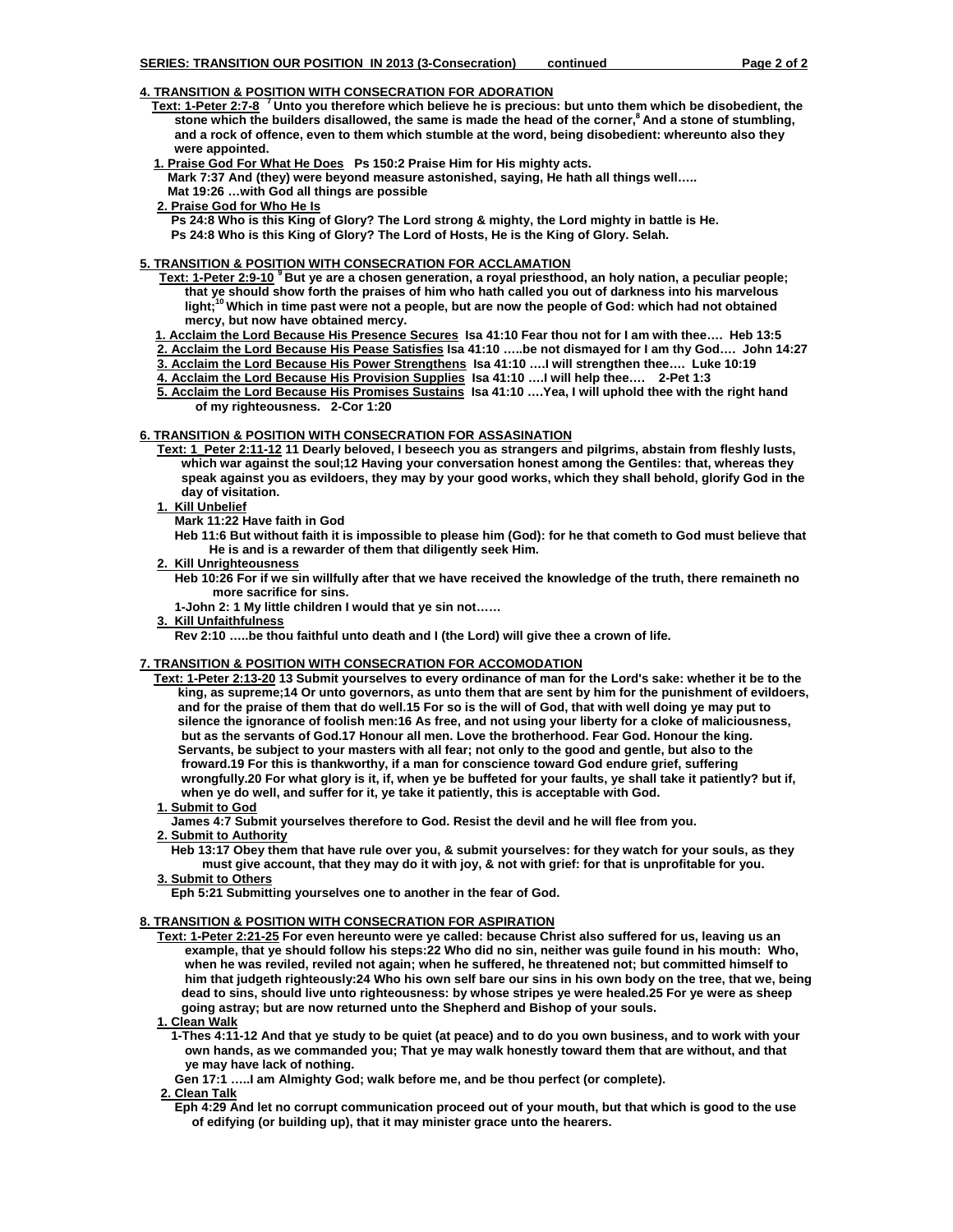**4. TRANSITION & POSITION WITH CONSECRATION FOR ADORATION**

**Text: 1-Peter 2:7-8** [7] **Unto you therefore which believe he is precious: but unto them which be disobedient, the stone which the builders disallowed, the same is made the head of the corner,[8] And a stone of stumbling, and a rock of offence, even to them which stumble at the word, being disobedient: whereunto also they were appointed.**

**1. Praise God For What He Does** **Ps 150:2 Praise Him for His mighty acts.**
**Mark 7:37 And (they) were beyond measure astonished, saying, He hath all things well…..**
**Mat 19:26 …with God all things are possible**

**2. Praise God for Who He Is**
**Ps 24:8 Who is this King of Glory? The Lord strong & mighty, the Lord mighty in battle is He.**
**Ps 24:8 Who is this King of Glory? The Lord of Hosts, He is the King of Glory. Selah.**

**5. TRANSITION & POSITION WITH CONSECRATION FOR ACCLAMATION**

**Text: 1-Peter 2:9-10** [9] **But ye are a chosen generation, a royal priesthood, an holy nation, a peculiar people; that ye should show forth the praises of him who hath called you out of darkness into his marvelous light;[10] Which in time past were not a people, but are now the people of God: which had not obtained mercy, but now have obtained mercy.**

**1. Acclaim the Lord Because His Presence Secures** **Isa 41:10 Fear thou not for I am with thee…. Heb 13:5**
**2. Acclaim the Lord Because His Pease Satisfies** **Isa 41:10 …..be not dismayed for I am thy God…. John 14:27**
**3. Acclaim the Lord Because His Power Strengthens** **Isa 41:10 ….I will strengthen thee…. Luke 10:19**
**4. Acclaim the Lord Because His Provision Supplies** **Isa 41:10 ….I will help thee…. 2-Pet 1:3**
**5. Acclaim the Lord Because His Promises Sustains** **Isa 41:10 ….Yea, I will uphold thee with the right hand of my righteousness. 2-Cor 1:20**

**6. TRANSITION & POSITION WITH CONSECRATION FOR ASSASINATION**

**Text: 1_Peter 2:11-12** **11 Dearly beloved, I beseech you as strangers and pilgrims, abstain from fleshly lusts, which war against the soul;12 Having your conversation honest among the Gentiles: that, whereas they speak against you as evildoers, they may by your good works, which they shall behold, glorify God in the day of visitation.**

**1. Kill Unbelief**
**Mark 11:22 Have faith in God**
**Heb 11:6 But without faith it is impossible to please him (God): for he that cometh to God must believe that He is and is a rewarder of them that diligently seek Him.**

**2. Kill Unrighteousness**
**Heb 10:26 For if we sin willfully after that we have received the knowledge of the truth, there remaineth no more sacrifice for sins.**
**1-John 2: 1 My little children I would that ye sin not……**

**3. Kill Unfaithfulness**
**Rev 2:10 …..be thou faithful unto death and I (the Lord) will give thee a crown of life.**

**7. TRANSITION & POSITION WITH CONSECRATION FOR ACCOMODATION**

**Text: 1-Peter 2:13-20** **13 Submit yourselves to every ordinance of man for the Lord's sake: whether it be to the king, as supreme;14 Or unto governors, as unto them that are sent by him for the punishment of evildoers, and for the praise of them that do well.15 For so is the will of God, that with well doing ye may put to silence the ignorance of foolish men:16 As free, and not using your liberty for a cloke of maliciousness, but as the servants of God.17 Honour all men. Love the brotherhood. Fear God. Honour the king. Servants, be subject to your masters with all fear; not only to the good and gentle, but also to the froward.19 For this is thankworthy, if a man for conscience toward God endure grief, suffering wrongfully.20 For what glory is it, if, when ye be buffeted for your faults, ye shall take it patiently? but if, when ye do well, and suffer for it, ye take it patiently, this is acceptable with God.**

**1. Submit to God**
**James 4:7 Submit yourselves therefore to God. Resist the devil and he will flee from you.**

**2. Submit to Authority**
**Heb 13:17 Obey them that have rule over you, & submit yourselves: for they watch for your souls, as they must give account, that they may do it with joy, & not with grief: for that is unprofitable for you.**

**3. Submit to Others**
**Eph 5:21 Submitting yourselves one to another in the fear of God.**

**8. TRANSITION & POSITION WITH CONSECRATION FOR ASPIRATION**

**Text: 1-Peter 2:21-25** **For even hereunto were ye called: because Christ also suffered for us, leaving us an example, that ye should follow his steps:22 Who did no sin, neither was guile found in his mouth: Who, when he was reviled, reviled not again; when he suffered, he threatened not; but committed himself to him that judgeth righteously:24 Who his own self bare our sins in his own body on the tree, that we, being dead to sins, should live unto righteousness: by whose stripes ye were healed.25 For ye were as sheep going astray; but are now returned unto the Shepherd and Bishop of your souls.**

**1. Clean Walk**
**1-Thes 4:11-12 And that ye study to be quiet (at peace) and to do you own business, and to work with your own hands, as we commanded you; That ye may walk honestly toward them that are without, and that ye may have lack of nothing.**
**Gen 17:1 …..I am Almighty God; walk before me, and be thou perfect (or complete).**

**2. Clean Talk**
**Eph 4:29 And let no corrupt communication proceed out of your mouth, but that which is good to the use of edifying (or building up), that it may minister grace unto the hearers.**